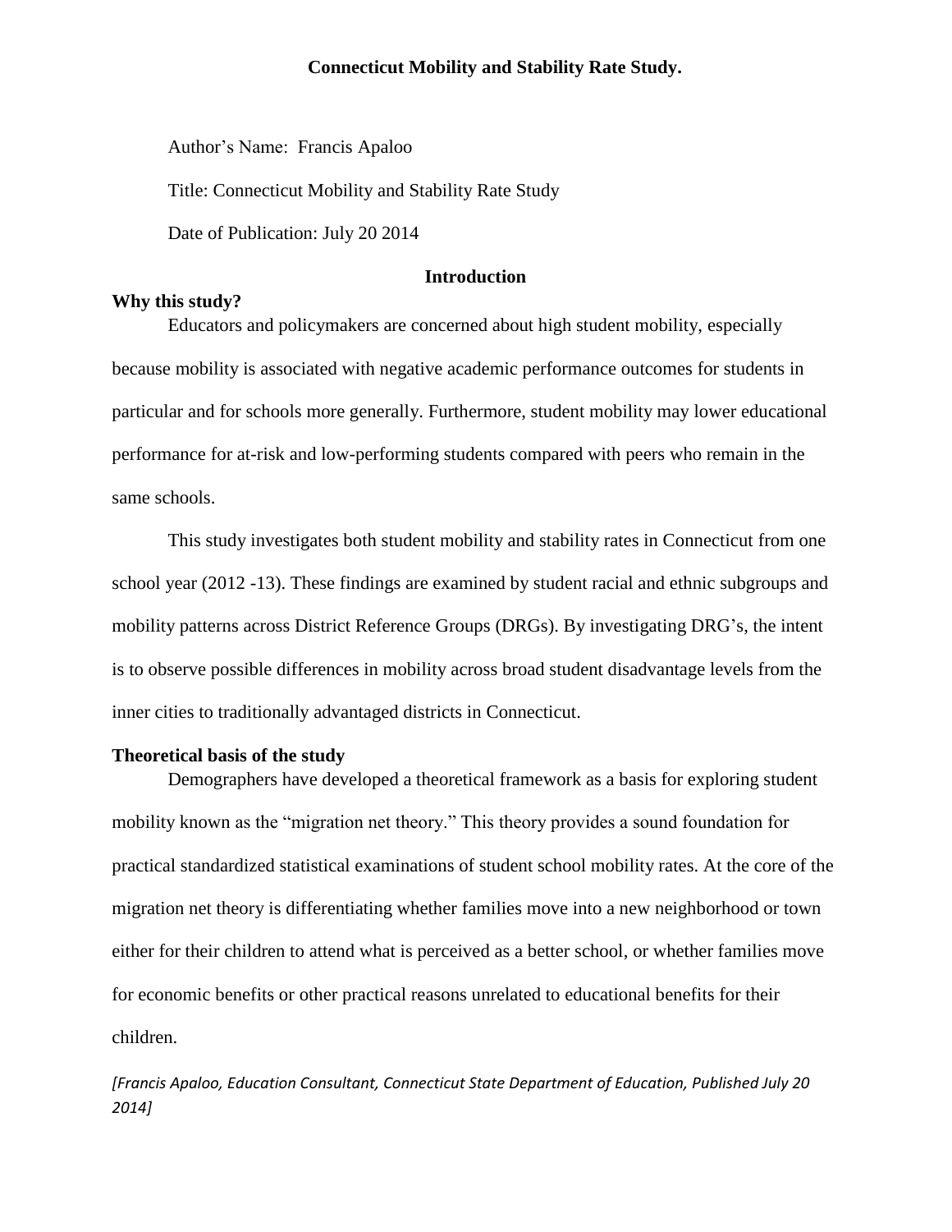# Connecticut Mobility and Stability Rate Study.

Author's Name: Francis Apaloo

Title: Connecticut Mobility and Stability Rate Study

Date of Publication: July 20 2014

## Introduction

### Why this study?

Educators and policymakers are concerned about high student mobility, especially because mobility is associated with negative academic performance outcomes for students in particular and for schools more generally. Furthermore, student mobility may lower educational performance for at-risk and low-performing students compared with peers who remain in the same schools.

This study investigates both student mobility and stability rates in Connecticut from one school year (2012 -13). These findings are examined by student racial and ethnic subgroups and mobility patterns across District Reference Groups (DRGs). By investigating DRG's, the intent is to observe possible differences in mobility across broad student disadvantage levels from the inner cities to traditionally advantaged districts in Connecticut.

### Theoretical basis of the study

Demographers have developed a theoretical framework as a basis for exploring student mobility known as the "migration net theory." This theory provides a sound foundation for practical standardized statistical examinations of student school mobility rates. At the core of the migration net theory is differentiating whether families move into a new neighborhood or town either for their children to attend what is perceived as a better school, or whether families move for economic benefits or other practical reasons unrelated to educational benefits for their children.

*[Francis Apaloo, Education Consultant, Connecticut State Department of Education, Published July 20 2014]*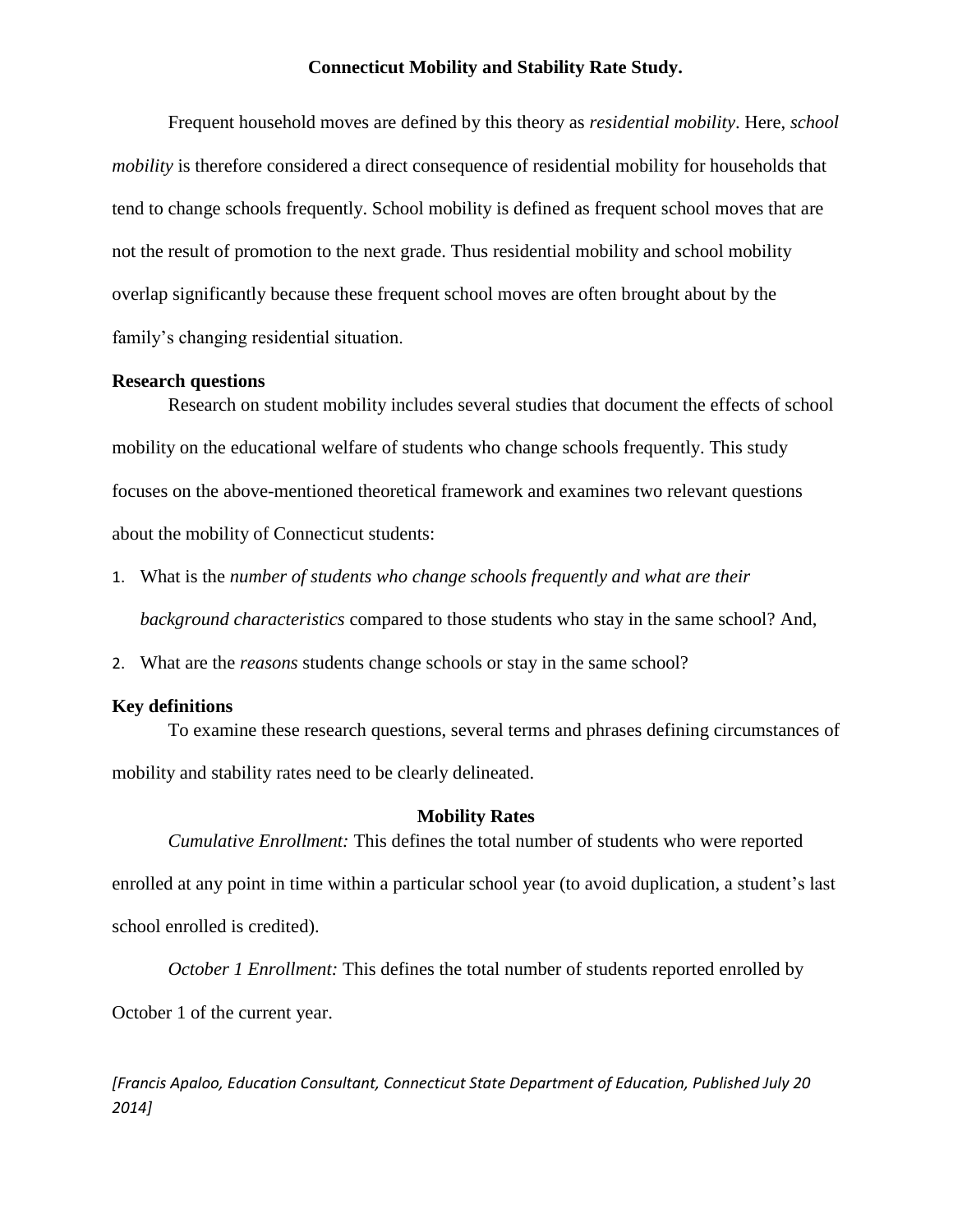# Connecticut Mobility and Stability Rate Study.

Frequent household moves are defined by this theory as *residential mobility*. Here, *school mobility* is therefore considered a direct consequence of residential mobility for households that tend to change schools frequently. School mobility is defined as frequent school moves that are not the result of promotion to the next grade. Thus residential mobility and school mobility overlap significantly because these frequent school moves are often brought about by the family's changing residential situation.

## Research questions

Research on student mobility includes several studies that document the effects of school mobility on the educational welfare of students who change schools frequently. This study focuses on the above-mentioned theoretical framework and examines two relevant questions about the mobility of Connecticut students:

1. What is the *number of students who change schools frequently and what are their background characteristics* compared to those students who stay in the same school? And,
2. What are the *reasons* students change schools or stay in the same school?

## Key definitions

To examine these research questions, several terms and phrases defining circumstances of mobility and stability rates need to be clearly delineated.

### Mobility Rates

*Cumulative Enrollment:* This defines the total number of students who were reported enrolled at any point in time within a particular school year (to avoid duplication, a student's last school enrolled is credited).

*October 1 Enrollment:* This defines the total number of students reported enrolled by October 1 of the current year.

*[Francis Apaloo, Education Consultant, Connecticut State Department of Education, Published July 20 2014]*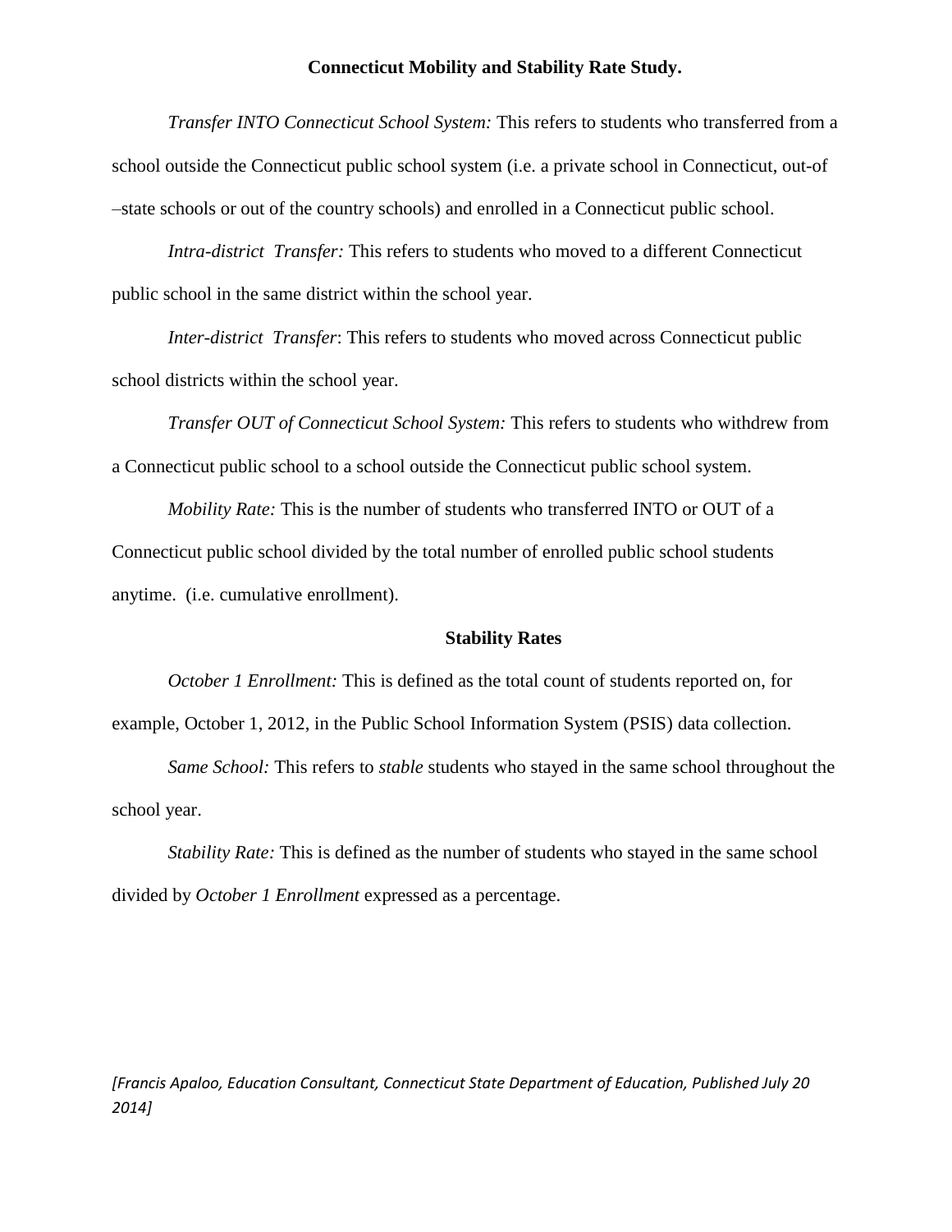**Connecticut Mobility and Stability Rate Study.**

*Transfer INTO Connecticut School System:* This refers to students who transferred from a school outside the Connecticut public school system (i.e. a private school in Connecticut, out-of –state schools or out of the country schools) and enrolled in a Connecticut public school.

*Intra-district Transfer:* This refers to students who moved to a different Connecticut public school in the same district within the school year.

*Inter-district Transfer*: This refers to students who moved across Connecticut public school districts within the school year.

*Transfer OUT of Connecticut School System:* This refers to students who withdrew from a Connecticut public school to a school outside the Connecticut public school system.

*Mobility Rate:* This is the number of students who transferred INTO or OUT of a Connecticut public school divided by the total number of enrolled public school students anytime. (i.e. cumulative enrollment).

## Stability Rates

*October 1 Enrollment:* This is defined as the total count of students reported on, for example, October 1, 2012, in the Public School Information System (PSIS) data collection.

*Same School:* This refers to *stable* students who stayed in the same school throughout the school year.

*Stability Rate:* This is defined as the number of students who stayed in the same school divided by *October 1 Enrollment* expressed as a percentage.

*[Francis Apaloo, Education Consultant, Connecticut State Department of Education, Published July 20 2014]*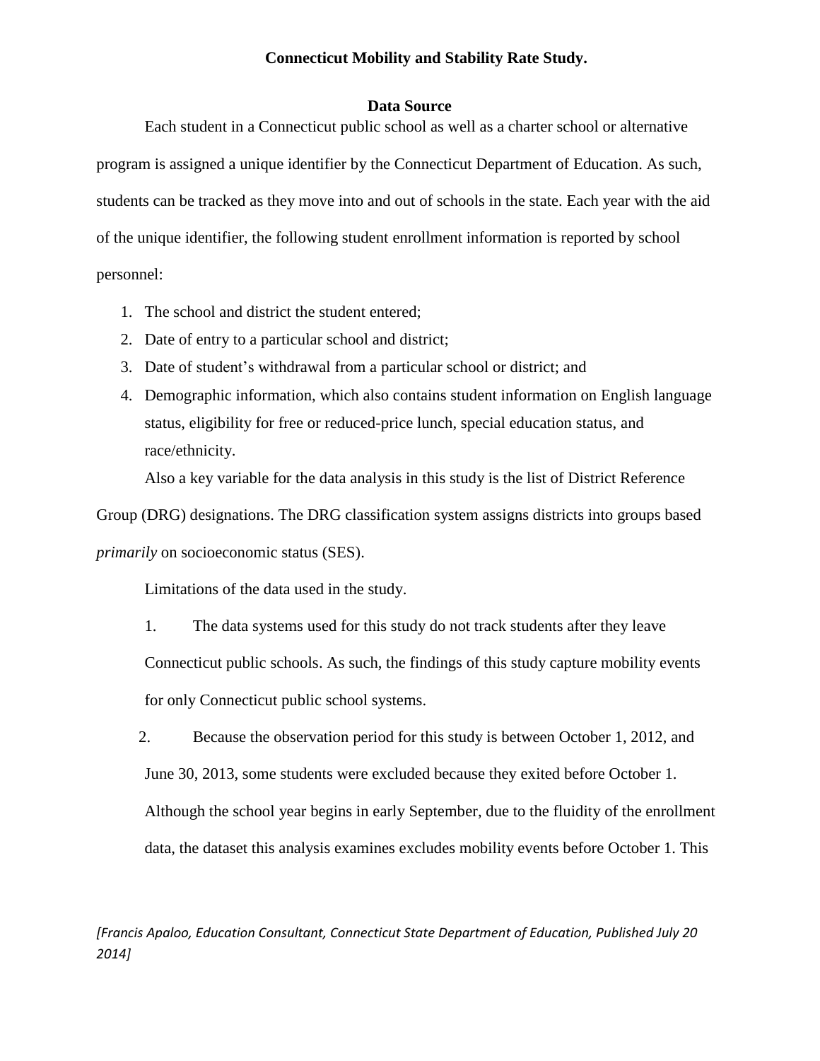## Data Source

Each student in a Connecticut public school as well as a charter school or alternative program is assigned a unique identifier by the Connecticut Department of Education. As such, students can be tracked as they move into and out of schools in the state. Each year with the aid of the unique identifier, the following student enrollment information is reported by school personnel:

1. The school and district the student entered;
2. Date of entry to a particular school and district;
3. Date of student's withdrawal from a particular school or district; and
4. Demographic information, which also contains student information on English language status, eligibility for free or reduced-price lunch, special education status, and race/ethnicity.

Also a key variable for the data analysis in this study is the list of District Reference Group (DRG) designations. The DRG classification system assigns districts into groups based *primarily* on socioeconomic status (SES).

Limitations of the data used in the study.

1. The data systems used for this study do not track students after they leave Connecticut public schools. As such, the findings of this study capture mobility events for only Connecticut public school systems.
2. Because the observation period for this study is between October 1, 2012, and June 30, 2013, some students were excluded because they exited before October 1. Although the school year begins in early September, due to the fluidity of the enrollment data, the dataset this analysis examines excludes mobility events before October 1. This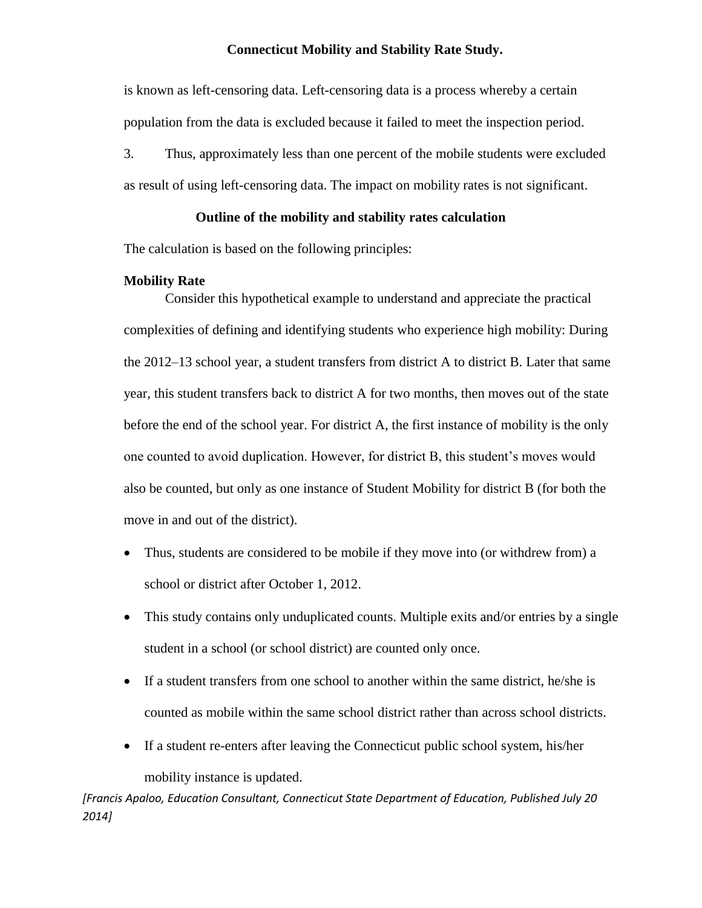is known as left-censoring data. Left-censoring data is a process whereby a certain population from the data is excluded because it failed to meet the inspection period.

3. Thus, approximately less than one percent of the mobile students were excluded as result of using left-censoring data. The impact on mobility rates is not significant.

## Outline of the mobility and stability rates calculation

The calculation is based on the following principles:

### Mobility Rate

Consider this hypothetical example to understand and appreciate the practical complexities of defining and identifying students who experience high mobility: During the 2012–13 school year, a student transfers from district A to district B. Later that same year, this student transfers back to district A for two months, then moves out of the state before the end of the school year. For district A, the first instance of mobility is the only one counted to avoid duplication. However, for district B, this student's moves would also be counted, but only as one instance of Student Mobility for district B (for both the move in and out of the district).

- Thus, students are considered to be mobile if they move into (or withdrew from) a school or district after October 1, 2012.
- This study contains only unduplicated counts. Multiple exits and/or entries by a single student in a school (or school district) are counted only once.
- If a student transfers from one school to another within the same district, he/she is counted as mobile within the same school district rather than across school districts.
- If a student re-enters after leaving the Connecticut public school system, his/her mobility instance is updated.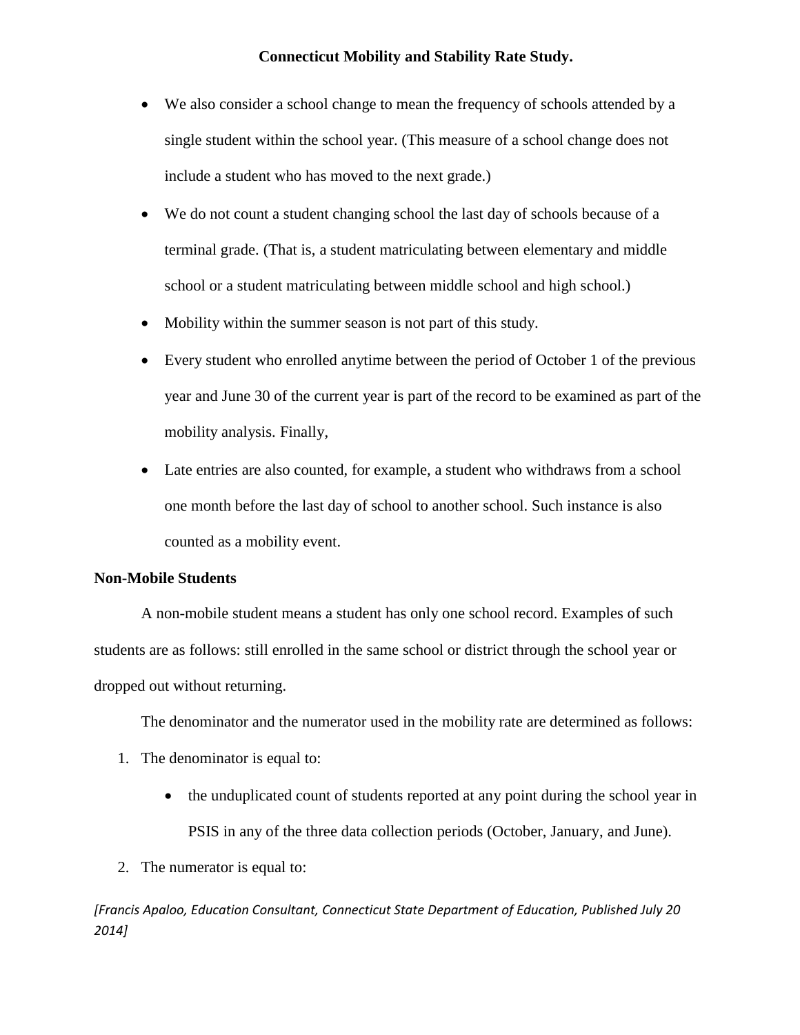- We also consider a school change to mean the frequency of schools attended by a single student within the school year. (This measure of a school change does not include a student who has moved to the next grade.)
- We do not count a student changing school the last day of schools because of a terminal grade. (That is, a student matriculating between elementary and middle school or a student matriculating between middle school and high school.)
- Mobility within the summer season is not part of this study.
- Every student who enrolled anytime between the period of October 1 of the previous year and June 30 of the current year is part of the record to be examined as part of the mobility analysis. Finally,
- Late entries are also counted, for example, a student who withdraws from a school one month before the last day of school to another school. Such instance is also counted as a mobility event.

**Non-Mobile Students**

A non-mobile student means a student has only one school record. Examples of such students are as follows: still enrolled in the same school or district through the school year or dropped out without returning.

The denominator and the numerator used in the mobility rate are determined as follows:

1. The denominator is equal to:
    - the unduplicated count of students reported at any point during the school year in PSIS in any of the three data collection periods (October, January, and June).
2. The numerator is equal to: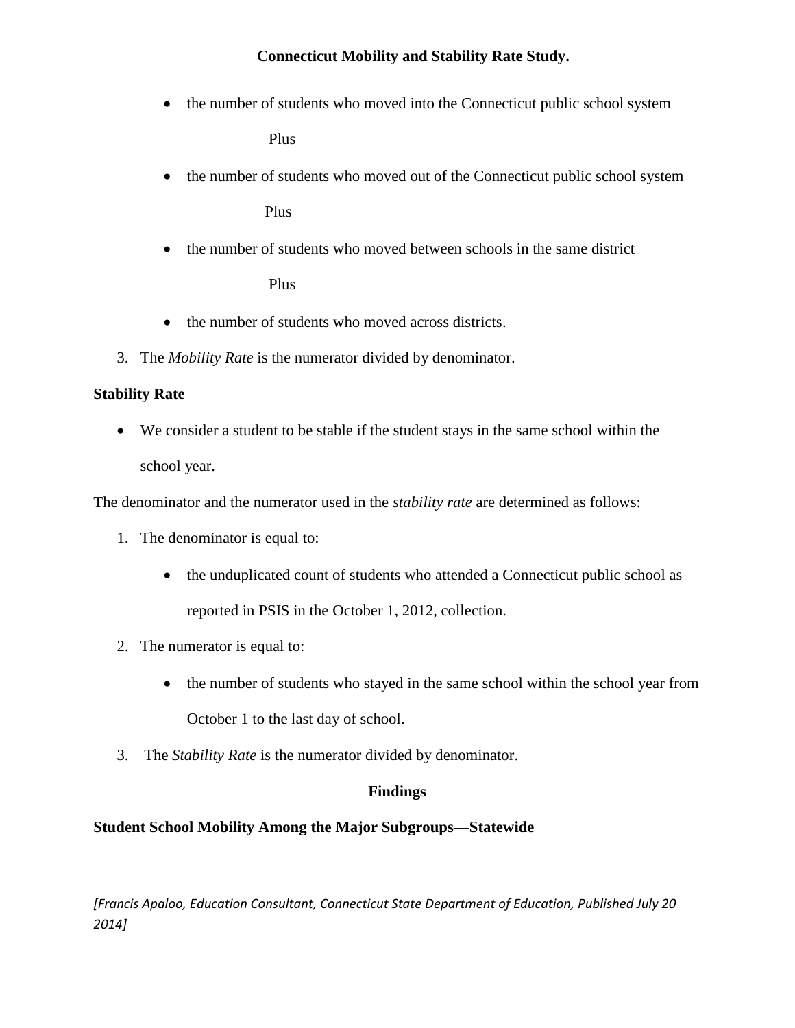- the number of students who moved into the Connecticut public school system

  Plus

- the number of students who moved out of the Connecticut public school system

  Plus

- the number of students who moved between schools in the same district

  Plus

- the number of students who moved across districts.

3. The *Mobility Rate* is the numerator divided by denominator.

**Stability Rate**

- We consider a student to be stable if the student stays in the same school within the school year.

The denominator and the numerator used in the *stability rate* are determined as follows:

1. The denominator is equal to:
   - the unduplicated count of students who attended a Connecticut public school as reported in PSIS in the October 1, 2012, collection.
2. The numerator is equal to:
   - the number of students who stayed in the same school within the school year from October 1 to the last day of school.
3. The *Stability Rate* is the numerator divided by denominator.

## Findings

**Student School Mobility Among the Major Subgroups—Statewide**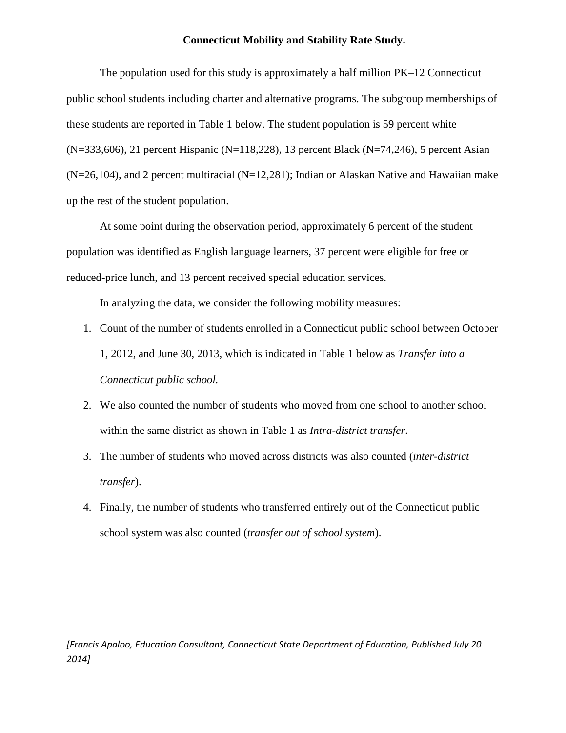**Connecticut Mobility and Stability Rate Study.**

The population used for this study is approximately a half million PK–12 Connecticut public school students including charter and alternative programs. The subgroup memberships of these students are reported in Table 1 below. The student population is 59 percent white (N=333,606), 21 percent Hispanic (N=118,228), 13 percent Black (N=74,246), 5 percent Asian (N=26,104), and 2 percent multiracial (N=12,281); Indian or Alaskan Native and Hawaiian make up the rest of the student population.

At some point during the observation period, approximately 6 percent of the student population was identified as English language learners, 37 percent were eligible for free or reduced-price lunch, and 13 percent received special education services.

In analyzing the data, we consider the following mobility measures:

1. Count of the number of students enrolled in a Connecticut public school between October 1, 2012, and June 30, 2013, which is indicated in Table 1 below as *Transfer into a Connecticut public school.*
2. We also counted the number of students who moved from one school to another school within the same district as shown in Table 1 as *Intra-district transfer*.
3. The number of students who moved across districts was also counted (*inter-district transfer*).
4. Finally, the number of students who transferred entirely out of the Connecticut public school system was also counted (*transfer out of school system*).

*[Francis Apaloo, Education Consultant, Connecticut State Department of Education, Published July 20 2014]*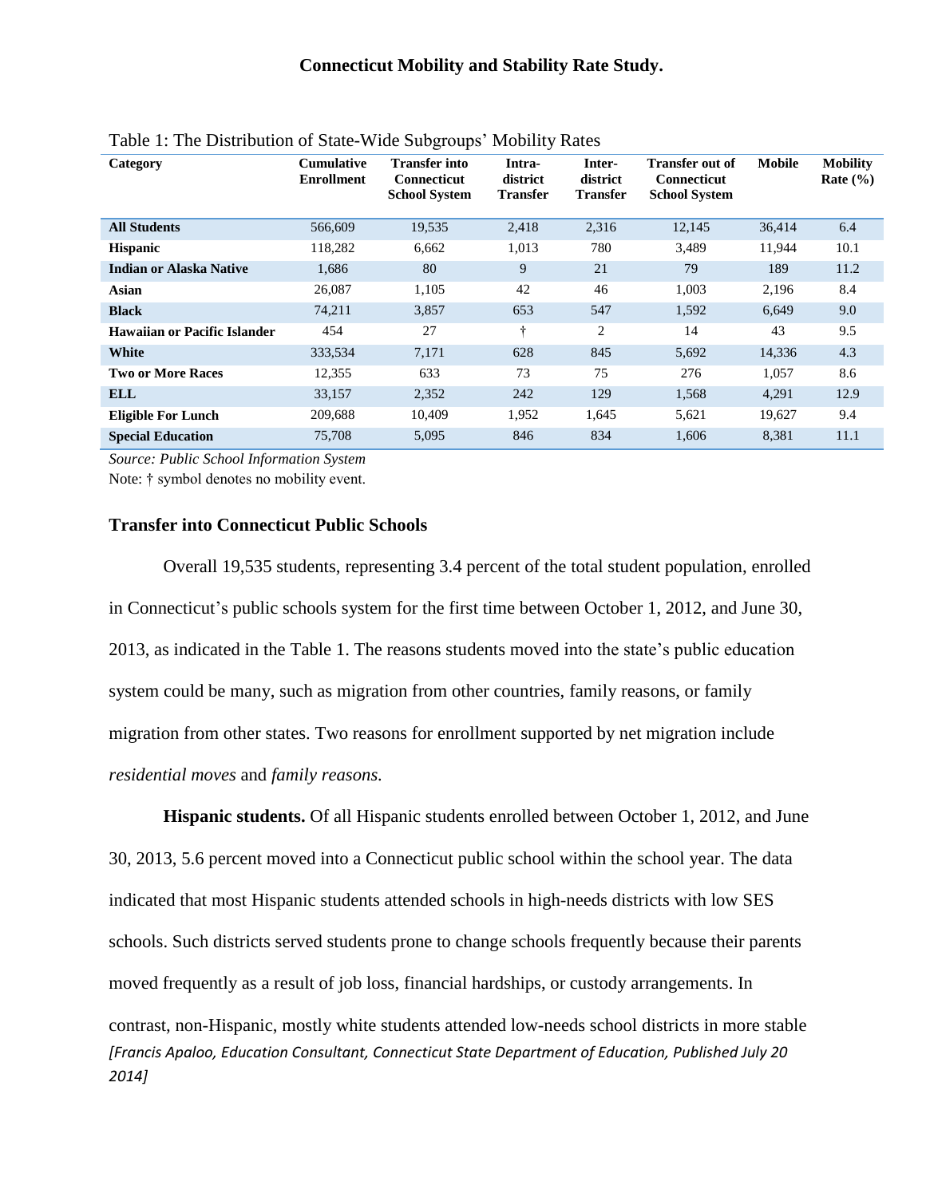**Connecticut Mobility and Stability Rate Study.**

Table 1: The Distribution of State-Wide Subgroups' Mobility Rates

| Category | Cumulative Enrollment | Transfer into Connecticut School System | Intra-district Transfer | Inter-district Transfer | Transfer out of Connecticut School System | Mobile | Mobility Rate (%) |
|---|---|---|---|---|---|---|---|
| **All Students** | 566,609 | 19,535 | 2,418 | 2,316 | 12,145 | 36,414 | 6.4 |
| **Hispanic** | 118,282 | 6,662 | 1,013 | 780 | 3,489 | 11,944 | 10.1 |
| **Indian or Alaska Native** | 1,686 | 80 | 9 | 21 | 79 | 189 | 11.2 |
| **Asian** | 26,087 | 1,105 | 42 | 46 | 1,003 | 2,196 | 8.4 |
| **Black** | 74,211 | 3,857 | 653 | 547 | 1,592 | 6,649 | 9.0 |
| **Hawaiian or Pacific Islander** | 454 | 27 | † | 2 | 14 | 43 | 9.5 |
| **White** | 333,534 | 7,171 | 628 | 845 | 5,692 | 14,336 | 4.3 |
| **Two or More Races** | 12,355 | 633 | 73 | 75 | 276 | 1,057 | 8.6 |
| **ELL** | 33,157 | 2,352 | 242 | 129 | 1,568 | 4,291 | 12.9 |
| **Eligible For Lunch** | 209,688 | 10,409 | 1,952 | 1,645 | 5,621 | 19,627 | 9.4 |
| **Special Education** | 75,708 | 5,095 | 846 | 834 | 1,606 | 8,381 | 11.1 |

*Source: Public School Information System*

Note: † symbol denotes no mobility event.

### Transfer into Connecticut Public Schools

Overall 19,535 students, representing 3.4 percent of the total student population, enrolled in Connecticut's public schools system for the first time between October 1, 2012, and June 30, 2013, as indicated in the Table 1. The reasons students moved into the state's public education system could be many, such as migration from other countries, family reasons, or family migration from other states. Two reasons for enrollment supported by net migration include *residential moves* and *family reasons.*

**Hispanic students.** Of all Hispanic students enrolled between October 1, 2012, and June 30, 2013, 5.6 percent moved into a Connecticut public school within the school year. The data indicated that most Hispanic students attended schools in high-needs districts with low SES schools. Such districts served students prone to change schools frequently because their parents moved frequently as a result of job loss, financial hardships, or custody arrangements. In contrast, non-Hispanic, mostly white students attended low-needs school districts in more stable

*[Francis Apaloo, Education Consultant, Connecticut State Department of Education, Published July 20 2014]*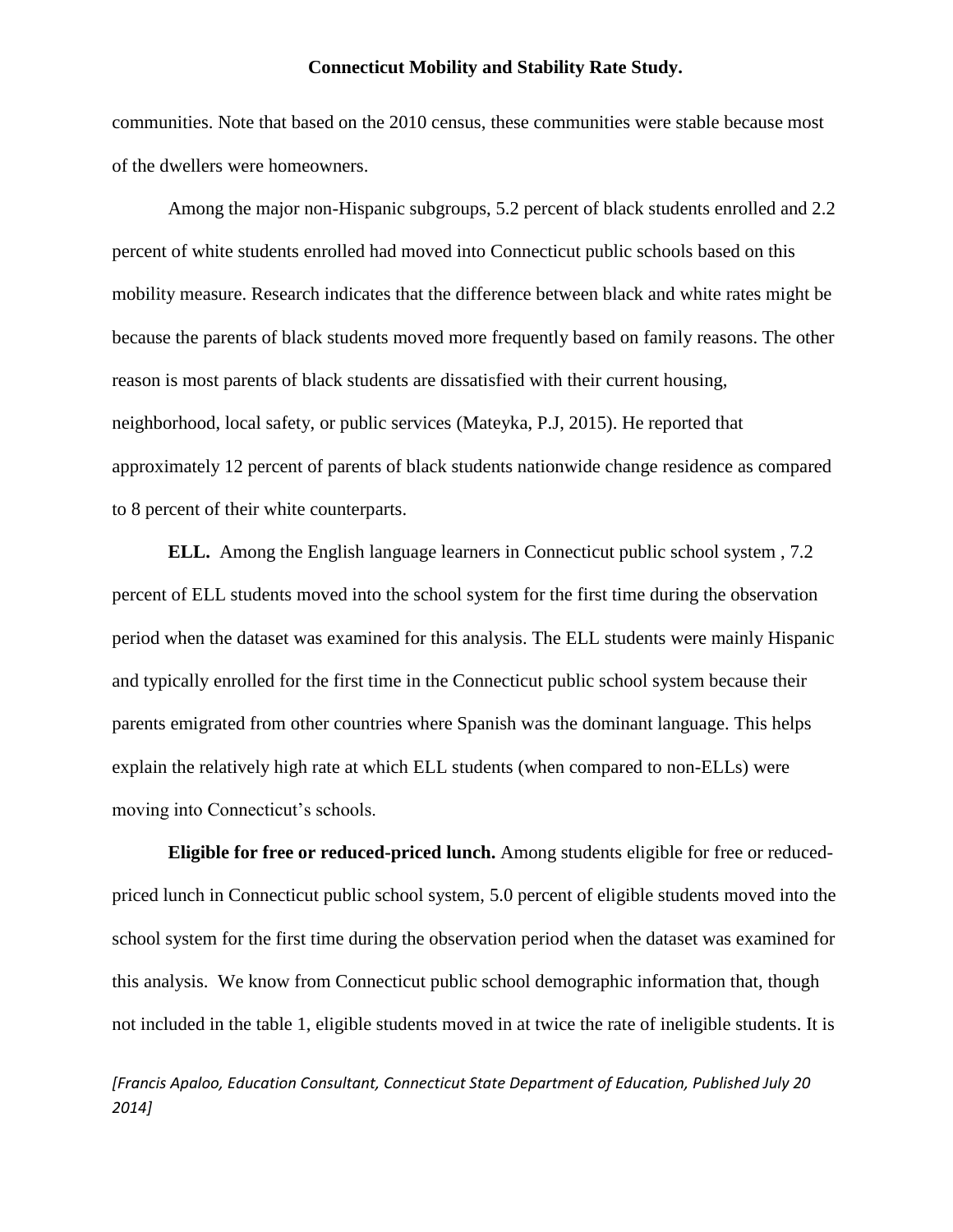communities. Note that based on the 2010 census, these communities were stable because most of the dwellers were homeowners.

Among the major non-Hispanic subgroups, 5.2 percent of black students enrolled and 2.2 percent of white students enrolled had moved into Connecticut public schools based on this mobility measure. Research indicates that the difference between black and white rates might be because the parents of black students moved more frequently based on family reasons. The other reason is most parents of black students are dissatisfied with their current housing, neighborhood, local safety, or public services (Mateyka, P.J, 2015). He reported that approximately 12 percent of parents of black students nationwide change residence as compared to 8 percent of their white counterparts.

**ELL.** Among the English language learners in Connecticut public school system , 7.2 percent of ELL students moved into the school system for the first time during the observation period when the dataset was examined for this analysis. The ELL students were mainly Hispanic and typically enrolled for the first time in the Connecticut public school system because their parents emigrated from other countries where Spanish was the dominant language. This helps explain the relatively high rate at which ELL students (when compared to non-ELLs) were moving into Connecticut's schools.

**Eligible for free or reduced-priced lunch.** Among students eligible for free or reduced-priced lunch in Connecticut public school system, 5.0 percent of eligible students moved into the school system for the first time during the observation period when the dataset was examined for this analysis. We know from Connecticut public school demographic information that, though not included in the table 1, eligible students moved in at twice the rate of ineligible students. It is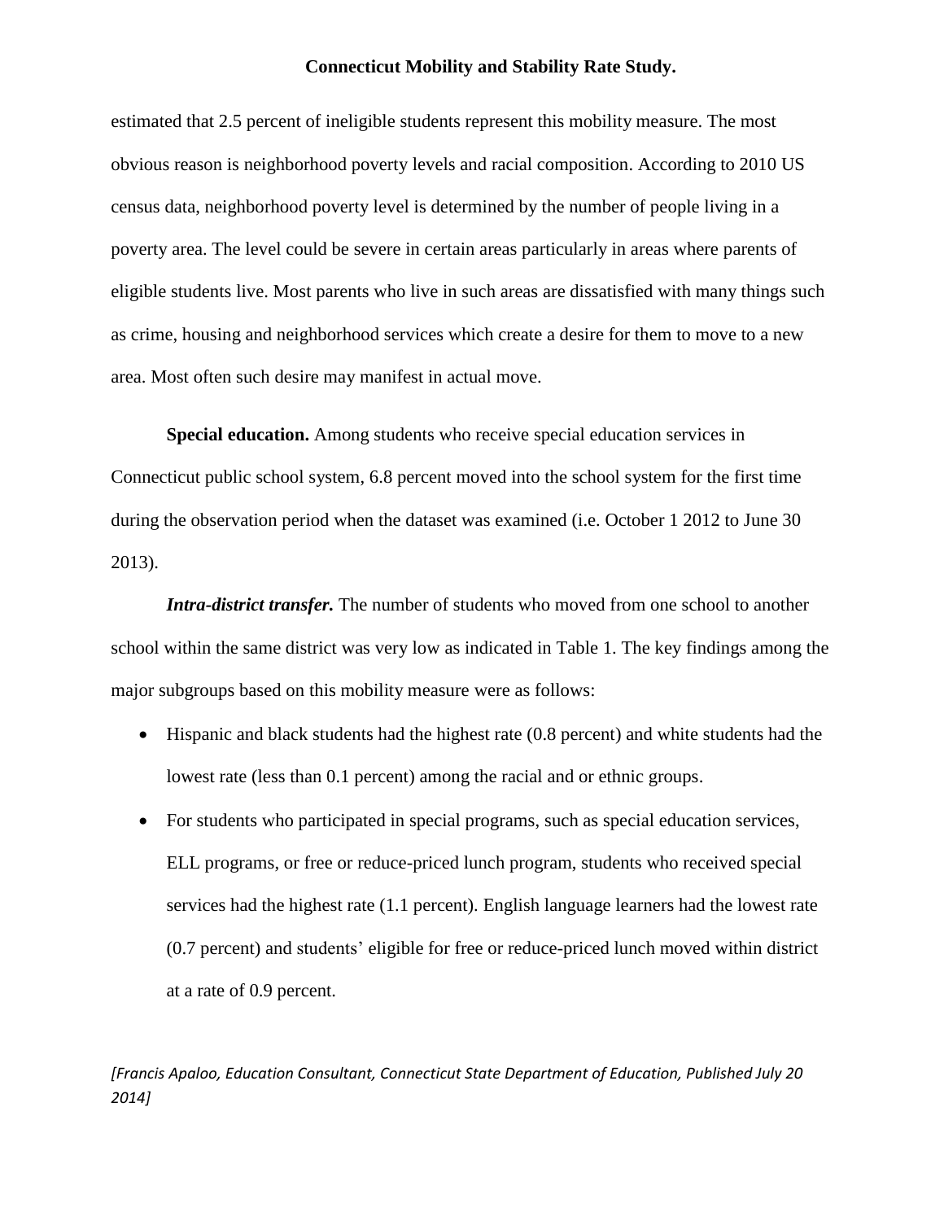estimated that 2.5 percent of ineligible students represent this mobility measure. The most obvious reason is neighborhood poverty levels and racial composition. According to 2010 US census data, neighborhood poverty level is determined by the number of people living in a poverty area. The level could be severe in certain areas particularly in areas where parents of eligible students live. Most parents who live in such areas are dissatisfied with many things such as crime, housing and neighborhood services which create a desire for them to move to a new area. Most often such desire may manifest in actual move.

**Special education.** Among students who receive special education services in Connecticut public school system, 6.8 percent moved into the school system for the first time during the observation period when the dataset was examined (i.e. October 1 2012 to June 30 2013).

***Intra-district transfer.*** The number of students who moved from one school to another school within the same district was very low as indicated in Table 1. The key findings among the major subgroups based on this mobility measure were as follows:

- Hispanic and black students had the highest rate (0.8 percent) and white students had the lowest rate (less than 0.1 percent) among the racial and or ethnic groups.
- For students who participated in special programs, such as special education services, ELL programs, or free or reduce-priced lunch program, students who received special services had the highest rate (1.1 percent). English language learners had the lowest rate (0.7 percent) and students' eligible for free or reduce-priced lunch moved within district at a rate of 0.9 percent.

*[Francis Apaloo, Education Consultant, Connecticut State Department of Education, Published July 20 2014]*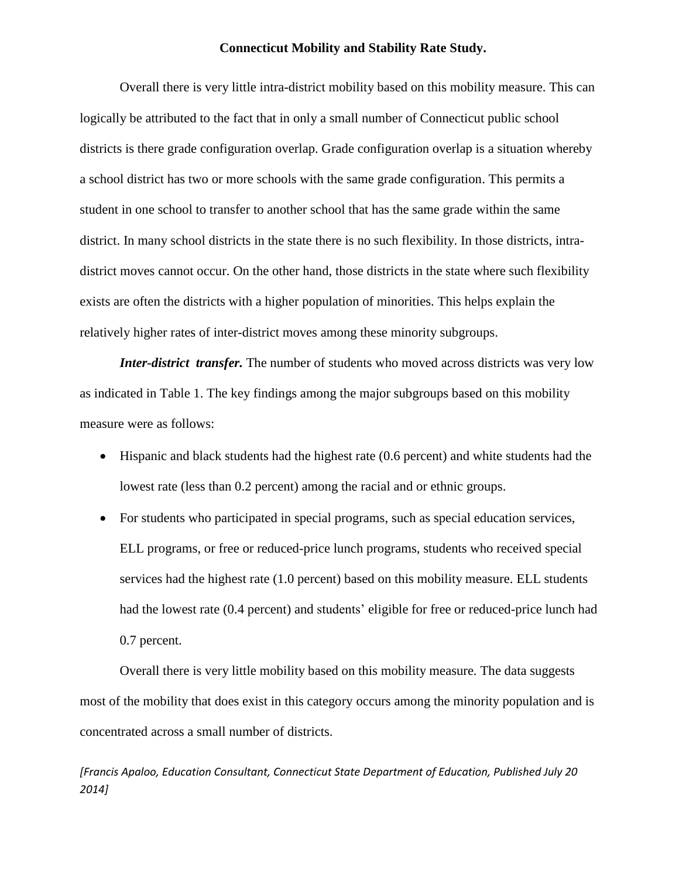**Connecticut Mobility and Stability Rate Study.**

Overall there is very little intra-district mobility based on this mobility measure. This can logically be attributed to the fact that in only a small number of Connecticut public school districts is there grade configuration overlap. Grade configuration overlap is a situation whereby a school district has two or more schools with the same grade configuration. This permits a student in one school to transfer to another school that has the same grade within the same district. In many school districts in the state there is no such flexibility. In those districts, intra-district moves cannot occur. On the other hand, those districts in the state where such flexibility exists are often the districts with a higher population of minorities. This helps explain the relatively higher rates of inter-district moves among these minority subgroups.

***Inter-district transfer.*** The number of students who moved across districts was very low as indicated in Table 1. The key findings among the major subgroups based on this mobility measure were as follows:

- Hispanic and black students had the highest rate (0.6 percent) and white students had the lowest rate (less than 0.2 percent) among the racial and or ethnic groups.
- For students who participated in special programs, such as special education services, ELL programs, or free or reduced-price lunch programs, students who received special services had the highest rate (1.0 percent) based on this mobility measure. ELL students had the lowest rate (0.4 percent) and students' eligible for free or reduced-price lunch had 0.7 percent.

Overall there is very little mobility based on this mobility measure. The data suggests most of the mobility that does exist in this category occurs among the minority population and is concentrated across a small number of districts.

*[Francis Apaloo, Education Consultant, Connecticut State Department of Education, Published July 20 2014]*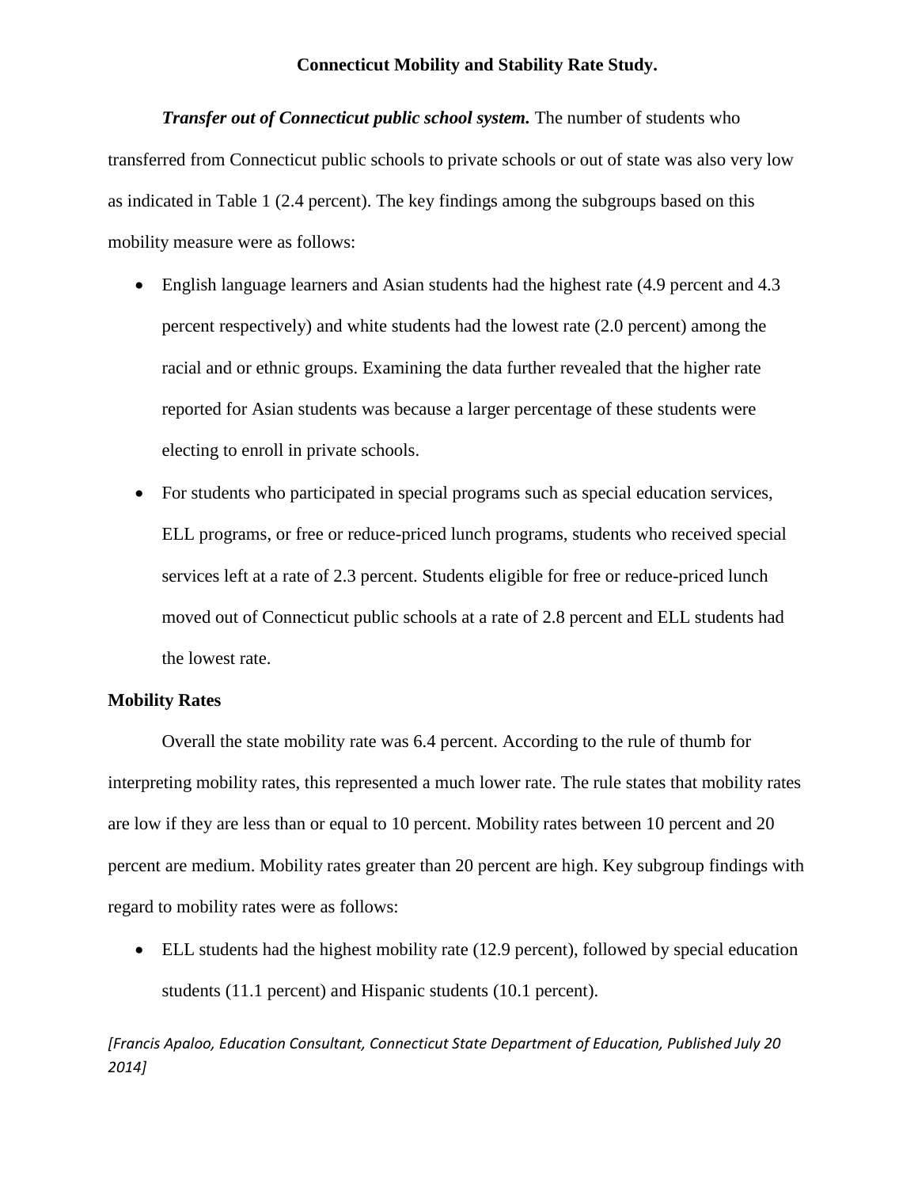***Transfer out of Connecticut public school system.*** The number of students who transferred from Connecticut public schools to private schools or out of state was also very low as indicated in Table 1 (2.4 percent). The key findings among the subgroups based on this mobility measure were as follows:

- English language learners and Asian students had the highest rate (4.9 percent and 4.3 percent respectively) and white students had the lowest rate (2.0 percent) among the racial and or ethnic groups. Examining the data further revealed that the higher rate reported for Asian students was because a larger percentage of these students were electing to enroll in private schools.
- For students who participated in special programs such as special education services, ELL programs, or free or reduce-priced lunch programs, students who received special services left at a rate of 2.3 percent. Students eligible for free or reduce-priced lunch moved out of Connecticut public schools at a rate of 2.8 percent and ELL students had the lowest rate.

**Mobility Rates**

Overall the state mobility rate was 6.4 percent. According to the rule of thumb for interpreting mobility rates, this represented a much lower rate. The rule states that mobility rates are low if they are less than or equal to 10 percent. Mobility rates between 10 percent and 20 percent are medium. Mobility rates greater than 20 percent are high. Key subgroup findings with regard to mobility rates were as follows:

- ELL students had the highest mobility rate (12.9 percent), followed by special education students (11.1 percent) and Hispanic students (10.1 percent).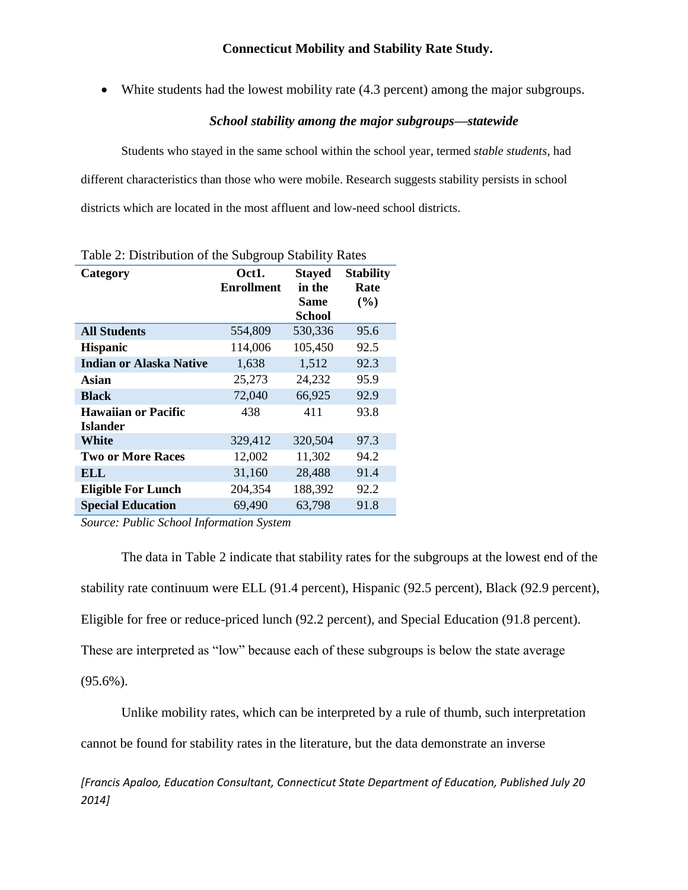- White students had the lowest mobility rate (4.3 percent) among the major subgroups.

### *School stability among the major subgroups—statewide*

Students who stayed in the same school within the school year, termed *stable students*, had different characteristics than those who were mobile. Research suggests stability persists in school districts which are located in the most affluent and low-need school districts.

Table 2: Distribution of the Subgroup Stability Rates

| Category | Oct1. Enrollment | Stayed in the Same School | Stability Rate (%) |
|---|---|---|---|
| **All Students** | 554,809 | 530,336 | 95.6 |
| **Hispanic** | 114,006 | 105,450 | 92.5 |
| **Indian or Alaska Native** | 1,638 | 1,512 | 92.3 |
| **Asian** | 25,273 | 24,232 | 95.9 |
| **Black** | 72,040 | 66,925 | 92.9 |
| **Hawaiian or Pacific Islander** | 438 | 411 | 93.8 |
| **White** | 329,412 | 320,504 | 97.3 |
| **Two or More Races** | 12,002 | 11,302 | 94.2 |
| **ELL** | 31,160 | 28,488 | 91.4 |
| **Eligible For Lunch** | 204,354 | 188,392 | 92.2 |
| **Special Education** | 69,490 | 63,798 | 91.8 |

*Source: Public School Information System*

The data in Table 2 indicate that stability rates for the subgroups at the lowest end of the stability rate continuum were ELL (91.4 percent), Hispanic (92.5 percent), Black (92.9 percent), Eligible for free or reduce-priced lunch (92.2 percent), and Special Education (91.8 percent). These are interpreted as "low" because each of these subgroups is below the state average (95.6%).

Unlike mobility rates, which can be interpreted by a rule of thumb, such interpretation cannot be found for stability rates in the literature, but the data demonstrate an inverse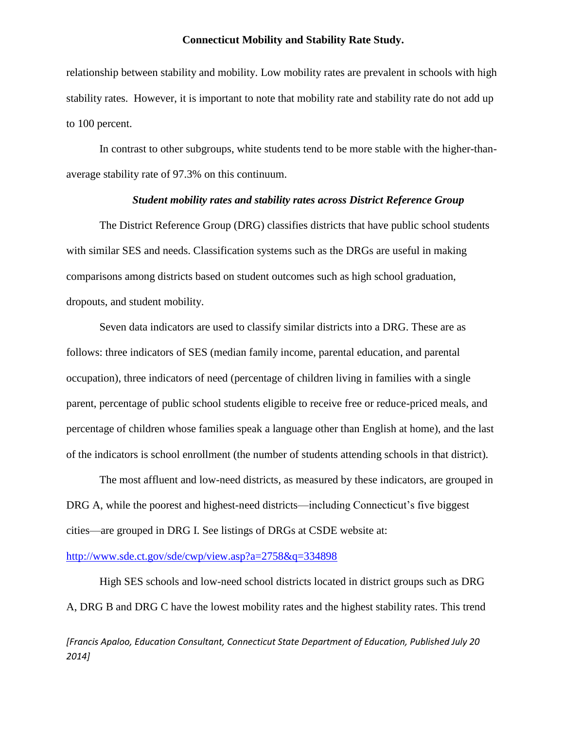relationship between stability and mobility. Low mobility rates are prevalent in schools with high stability rates. However, it is important to note that mobility rate and stability rate do not add up to 100 percent.

In contrast to other subgroups, white students tend to be more stable with the higher-than-average stability rate of 97.3% on this continuum.

### *Student mobility rates and stability rates across District Reference Group*

The District Reference Group (DRG) classifies districts that have public school students with similar SES and needs. Classification systems such as the DRGs are useful in making comparisons among districts based on student outcomes such as high school graduation, dropouts, and student mobility.

Seven data indicators are used to classify similar districts into a DRG. These are as follows: three indicators of SES (median family income, parental education, and parental occupation), three indicators of need (percentage of children living in families with a single parent, percentage of public school students eligible to receive free or reduce-priced meals, and percentage of children whose families speak a language other than English at home), and the last of the indicators is school enrollment (the number of students attending schools in that district).

The most affluent and low-need districts, as measured by these indicators, are grouped in DRG A, while the poorest and highest-need districts—including Connecticut's five biggest cities—are grouped in DRG I. See listings of DRGs at CSDE website at: [http://www.sde.ct.gov/sde/cwp/view.asp?a=2758&q=334898](http://www.sde.ct.gov/sde/cwp/view.asp?a=2758&q=334898)

High SES schools and low-need school districts located in district groups such as DRG A, DRG B and DRG C have the lowest mobility rates and the highest stability rates. This trend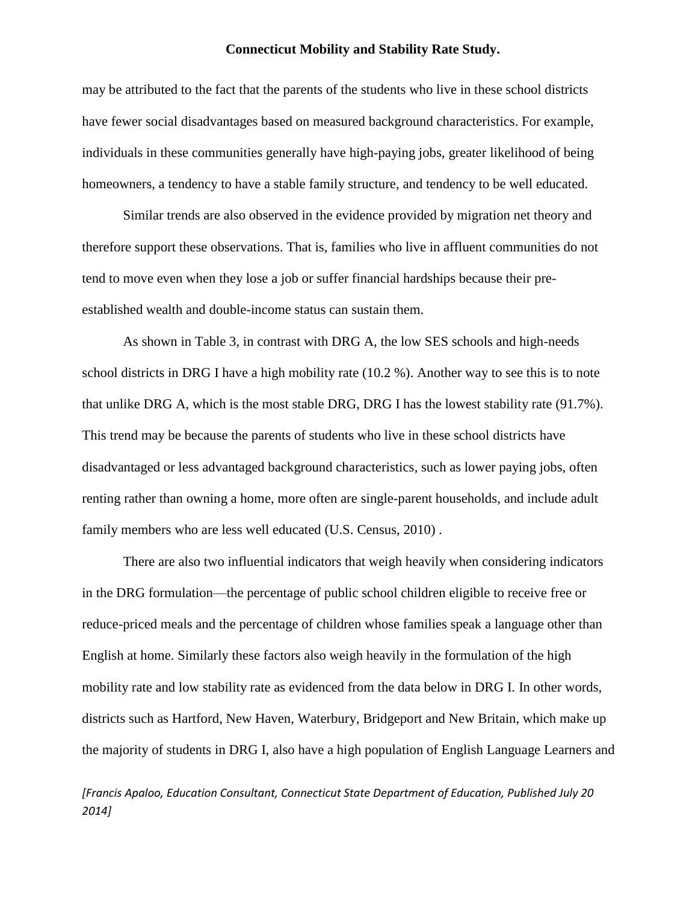may be attributed to the fact that the parents of the students who live in these school districts have fewer social disadvantages based on measured background characteristics. For example, individuals in these communities generally have high-paying jobs, greater likelihood of being homeowners, a tendency to have a stable family structure, and tendency to be well educated.

Similar trends are also observed in the evidence provided by migration net theory and therefore support these observations. That is, families who live in affluent communities do not tend to move even when they lose a job or suffer financial hardships because their pre-established wealth and double-income status can sustain them.

As shown in Table 3, in contrast with DRG A, the low SES schools and high-needs school districts in DRG I have a high mobility rate (10.2 %). Another way to see this is to note that unlike DRG A, which is the most stable DRG, DRG I has the lowest stability rate (91.7%). This trend may be because the parents of students who live in these school districts have disadvantaged or less advantaged background characteristics, such as lower paying jobs, often renting rather than owning a home, more often are single-parent households, and include adult family members who are less well educated (U.S. Census, 2010) .

There are also two influential indicators that weigh heavily when considering indicators in the DRG formulation—the percentage of public school children eligible to receive free or reduce-priced meals and the percentage of children whose families speak a language other than English at home. Similarly these factors also weigh heavily in the formulation of the high mobility rate and low stability rate as evidenced from the data below in DRG I. In other words, districts such as Hartford, New Haven, Waterbury, Bridgeport and New Britain, which make up the majority of students in DRG I, also have a high population of English Language Learners and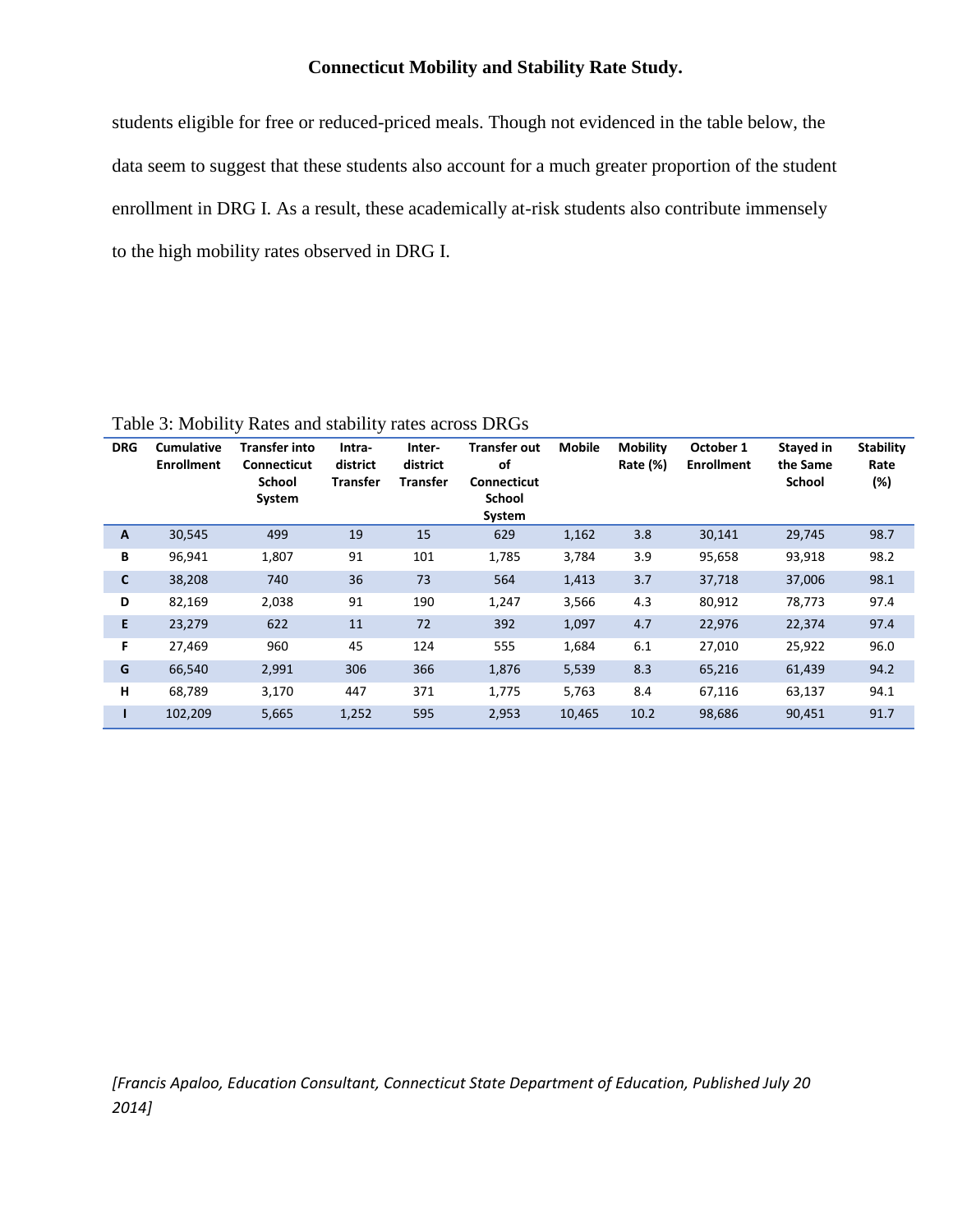students eligible for free or reduced-priced meals. Though not evidenced in the table below, the data seem to suggest that these students also account for a much greater proportion of the student enrollment in DRG I. As a result, these academically at-risk students also contribute immensely to the high mobility rates observed in DRG I.

Table 3: Mobility Rates and stability rates across DRGs

| DRG | Cumulative Enrollment | Transfer into Connecticut School System | Intra-district Transfer | Inter-district Transfer | Transfer out of Connecticut School System | Mobile | Mobility Rate (%) | October 1 Enrollment | Stayed in the Same School | Stability Rate (%) |
|---|---|---|---|---|---|---|---|---|---|---|
| A | 30,545 | 499 | 19 | 15 | 629 | 1,162 | 3.8 | 30,141 | 29,745 | 98.7 |
| B | 96,941 | 1,807 | 91 | 101 | 1,785 | 3,784 | 3.9 | 95,658 | 93,918 | 98.2 |
| C | 38,208 | 740 | 36 | 73 | 564 | 1,413 | 3.7 | 37,718 | 37,006 | 98.1 |
| D | 82,169 | 2,038 | 91 | 190 | 1,247 | 3,566 | 4.3 | 80,912 | 78,773 | 97.4 |
| E | 23,279 | 622 | 11 | 72 | 392 | 1,097 | 4.7 | 22,976 | 22,374 | 97.4 |
| F | 27,469 | 960 | 45 | 124 | 555 | 1,684 | 6.1 | 27,010 | 25,922 | 96.0 |
| G | 66,540 | 2,991 | 306 | 366 | 1,876 | 5,539 | 8.3 | 65,216 | 61,439 | 94.2 |
| H | 68,789 | 3,170 | 447 | 371 | 1,775 | 5,763 | 8.4 | 67,116 | 63,137 | 94.1 |
| I | 102,209 | 5,665 | 1,252 | 595 | 2,953 | 10,465 | 10.2 | 98,686 | 90,451 | 91.7 |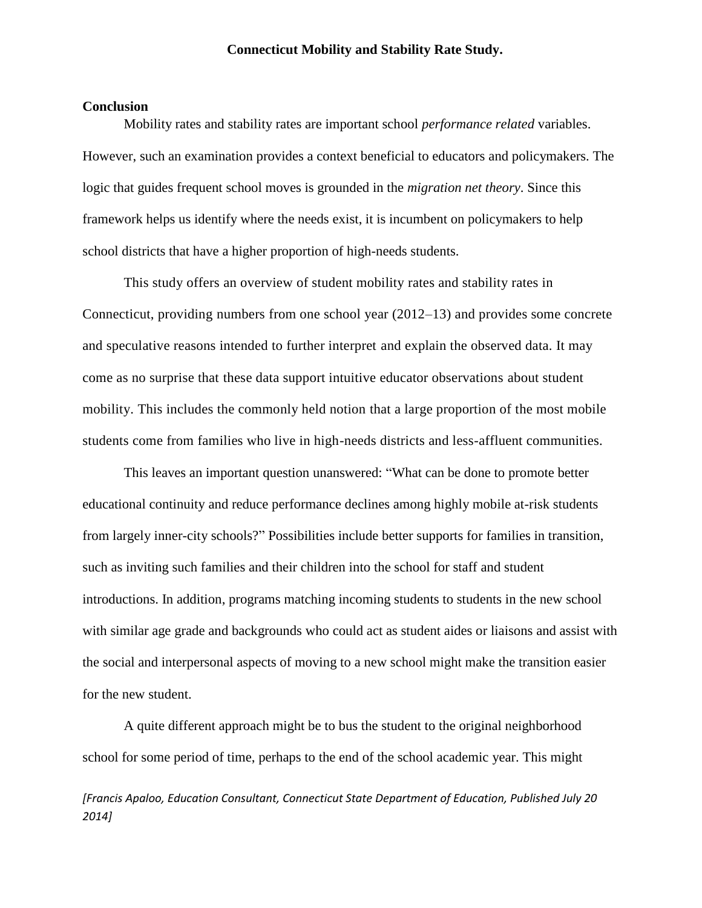## Conclusion

Mobility rates and stability rates are important school *performance related* variables. However, such an examination provides a context beneficial to educators and policymakers. The logic that guides frequent school moves is grounded in the *migration net theory*. Since this framework helps us identify where the needs exist, it is incumbent on policymakers to help school districts that have a higher proportion of high-needs students.

This study offers an overview of student mobility rates and stability rates in Connecticut, providing numbers from one school year (2012–13) and provides some concrete and speculative reasons intended to further interpret and explain the observed data. It may come as no surprise that these data support intuitive educator observations about student mobility. This includes the commonly held notion that a large proportion of the most mobile students come from families who live in high-needs districts and less-affluent communities.

This leaves an important question unanswered: "What can be done to promote better educational continuity and reduce performance declines among highly mobile at-risk students from largely inner-city schools?" Possibilities include better supports for families in transition, such as inviting such families and their children into the school for staff and student introductions. In addition, programs matching incoming students to students in the new school with similar age grade and backgrounds who could act as student aides or liaisons and assist with the social and interpersonal aspects of moving to a new school might make the transition easier for the new student.

A quite different approach might be to bus the student to the original neighborhood school for some period of time, perhaps to the end of the school academic year. This might

*[Francis Apaloo, Education Consultant, Connecticut State Department of Education, Published July 20 2014]*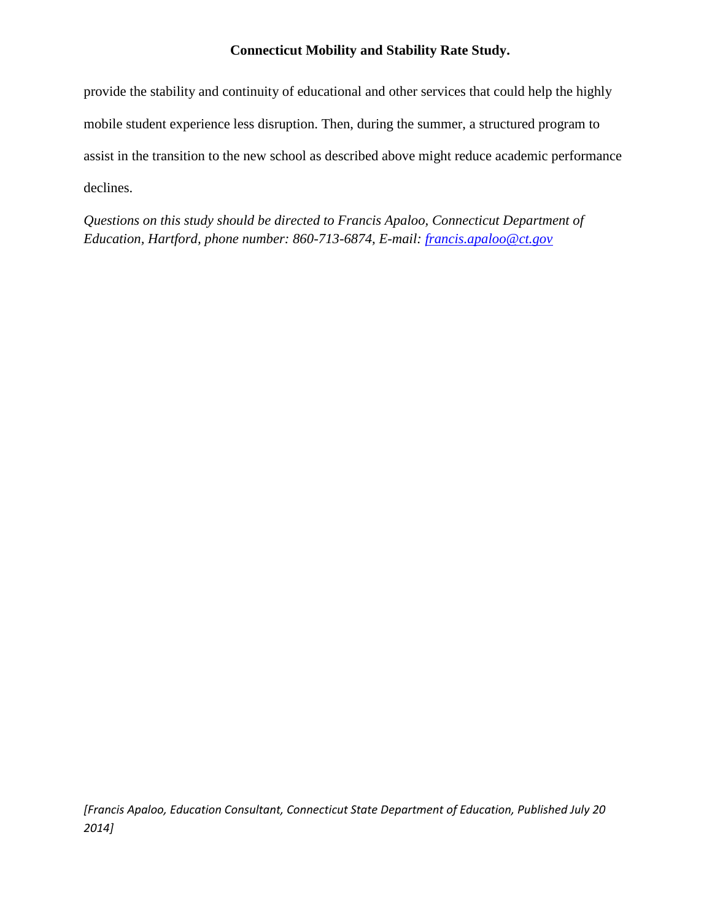provide the stability and continuity of educational and other services that could help the highly mobile student experience less disruption. Then, during the summer, a structured program to assist in the transition to the new school as described above might reduce academic performance declines.

*Questions on this study should be directed to Francis Apaloo, Connecticut Department of Education, Hartford, phone number: 860-713-6874, E-mail: [francis.apaloo@ct.gov](mailto:francis.apaloo@ct.gov)*

*[Francis Apaloo, Education Consultant, Connecticut State Department of Education, Published July 20 2014]*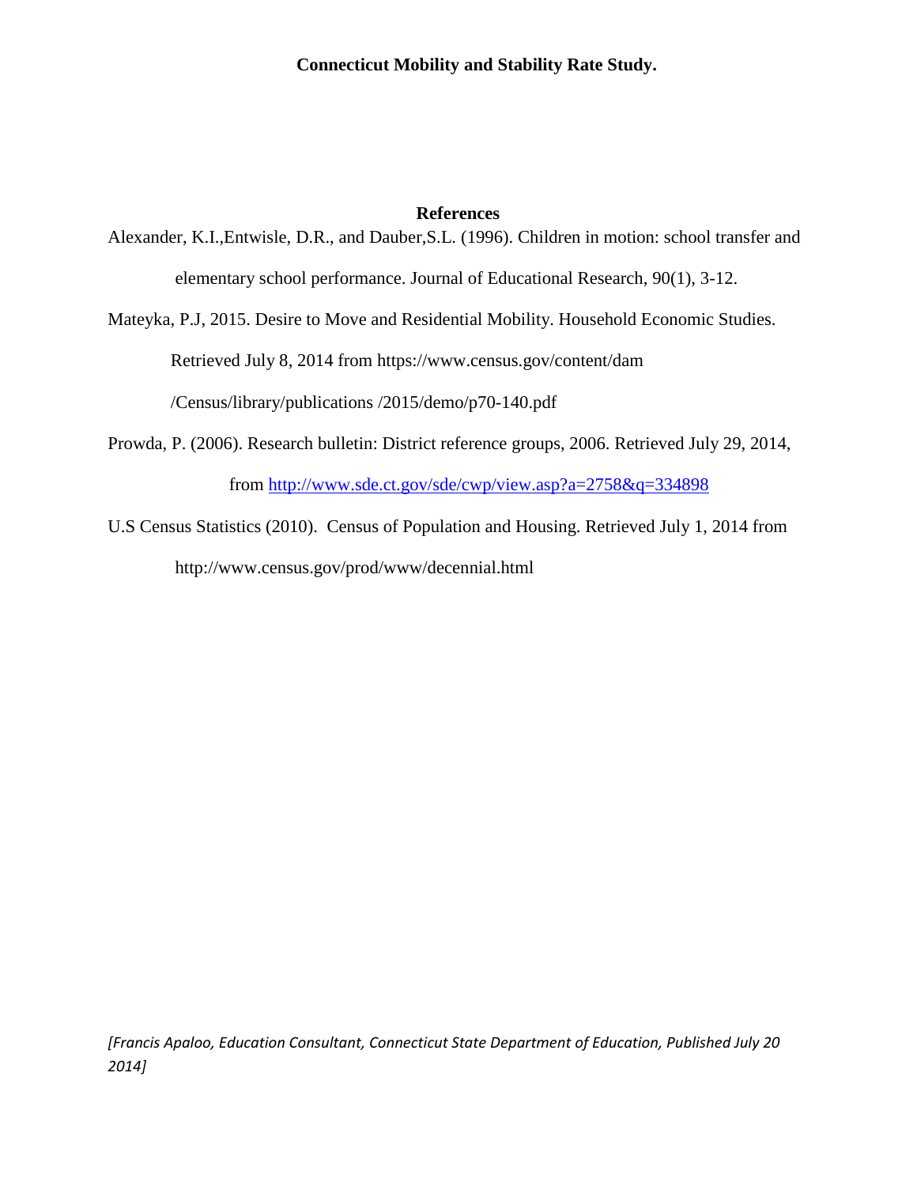## References

Alexander, K.I.,Entwisle, D.R., and Dauber,S.L. (1996). Children in motion: school transfer and elementary school performance. Journal of Educational Research, 90(1), 3-12.

Mateyka, P.J, 2015. Desire to Move and Residential Mobility. Household Economic Studies. Retrieved July 8, 2014 from https://www.census.gov/content/dam /Census/library/publications /2015/demo/p70-140.pdf

Prowda, P. (2006). Research bulletin: District reference groups, 2006. Retrieved July 29, 2014, from http://www.sde.ct.gov/sde/cwp/view.asp?a=2758&q=334898

U.S Census Statistics (2010). Census of Population and Housing. Retrieved July 1, 2014 from http://www.census.gov/prod/www/decennial.html

*[Francis Apaloo, Education Consultant, Connecticut State Department of Education, Published July 20 2014]*